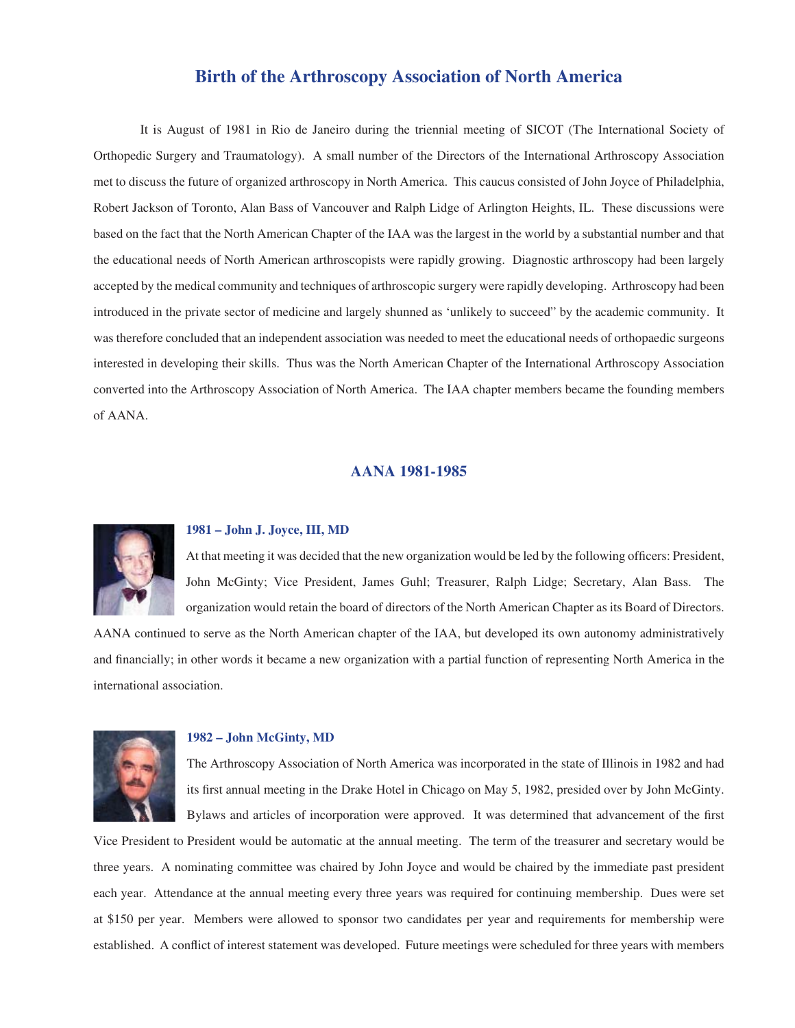# Birth of the Arthroscopy Association of North America

It is August of 1981 in Rio de Janeiro during the triennial meeting of SICOT (The International Society of Orthopedic Surgery and Traumatology). A small number of the Directors of the International Arthroscopy Association met to discuss the future of organized arthroscopy in North America. This caucus consisted of John Joyce of Philadelphia, Robert Jackson of Toronto, Alan Bass of Vancouver and Ralph Lidge of Arlington Heights, IL. These discussions were based on the fact that the North American Chapter of the IAA was the largest in the world by a substantial number and that the educational needs of North American arthroscopists were rapidly growing. Diagnostic arthroscopy had been largely accepted by the medical community and techniques of arthroscopic surgery were rapidly developing. Arthroscopy had been introduced in the private sector of medicine and largely shunned as 'unlikely to succeed" by the academic community. It was therefore concluded that an independent association was needed to meet the educational needs of orthopaedic surgeons interested in developing their skills. Thus was the North American Chapter of the International Arthroscopy Association converted into the Arthroscopy Association of North America. The IAA chapter members became the founding members of AANA.

## AANA 1981-1985

### 1981 – John J. Joyce, III, MD

At that meeting it was decided that the new organization would be led by the following officers: President, John McGinty; Vice President, James Guhl; Treasurer, Ralph Lidge; Secretary, Alan Bass. The organization would retain the board of directors of the North American Chapter as its Board of Directors. AANA continued to serve as the North American chapter of the IAA, but developed its own autonomy administratively and financially; in other words it became a new organization with a partial function of representing North America in the international association.

### 1982 – John McGinty, MD

The Arthroscopy Association of North America was incorporated in the state of Illinois in 1982 and had its first annual meeting in the Drake Hotel in Chicago on May 5, 1982, presided over by John McGinty. Bylaws and articles of incorporation were approved. It was determined that advancement of the first Vice President to President would be automatic at the annual meeting. The term of the treasurer and secretary would be three years. A nominating committee was chaired by John Joyce and would be chaired by the immediate past president each year. Attendance at the annual meeting every three years was required for continuing membership. Dues were set at $150 per year. Members were allowed to sponsor two candidates per year and requirements for membership were established. A conflict of interest statement was developed. Future meetings were scheduled for three years with members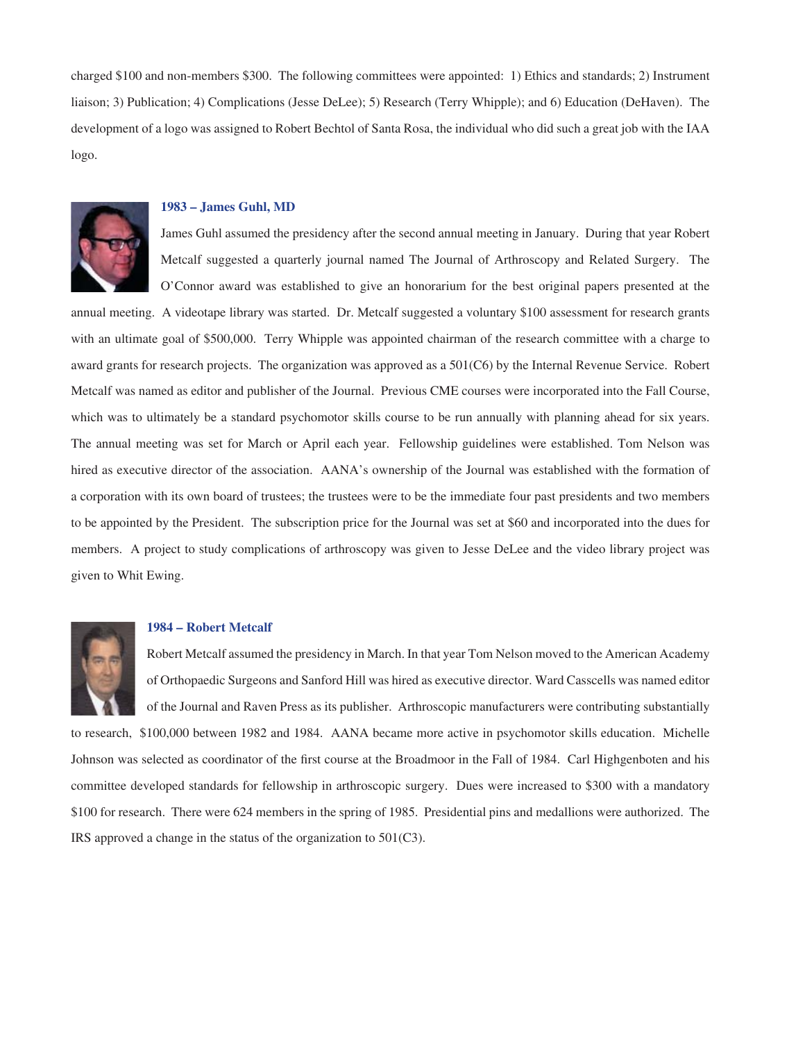charged $100 and non-members $300. The following committees were appointed: 1) Ethics and standards; 2) Instrument liaison; 3) Publication; 4) Complications (Jesse DeLee); 5) Research (Terry Whipple); and 6) Education (DeHaven). The development of a logo was assigned to Robert Bechtol of Santa Rosa, the individual who did such a great job with the IAA logo.

### 1983 – James Guhl, MD

James Guhl assumed the presidency after the second annual meeting in January. During that year Robert Metcalf suggested a quarterly journal named The Journal of Arthroscopy and Related Surgery. The O'Connor award was established to give an honorarium for the best original papers presented at the annual meeting. A videotape library was started. Dr. Metcalf suggested a voluntary $100 assessment for research grants with an ultimate goal of $500,000. Terry Whipple was appointed chairman of the research committee with a charge to award grants for research projects. The organization was approved as a 501(C6) by the Internal Revenue Service. Robert Metcalf was named as editor and publisher of the Journal. Previous CME courses were incorporated into the Fall Course, which was to ultimately be a standard psychomotor skills course to be run annually with planning ahead for six years. The annual meeting was set for March or April each year. Fellowship guidelines were established. Tom Nelson was hired as executive director of the association. AANA's ownership of the Journal was established with the formation of a corporation with its own board of trustees; the trustees were to be the immediate four past presidents and two members to be appointed by the President. The subscription price for the Journal was set at $60 and incorporated into the dues for members. A project to study complications of arthroscopy was given to Jesse DeLee and the video library project was given to Whit Ewing.

### 1984 – Robert Metcalf

Robert Metcalf assumed the presidency in March. In that year Tom Nelson moved to the American Academy of Orthopaedic Surgeons and Sanford Hill was hired as executive director. Ward Casscells was named editor of the Journal and Raven Press as its publisher. Arthroscopic manufacturers were contributing substantially to research, $100,000 between 1982 and 1984. AANA became more active in psychomotor skills education. Michelle Johnson was selected as coordinator of the first course at the Broadmoor in the Fall of 1984. Carl Highgenboten and his committee developed standards for fellowship in arthroscopic surgery. Dues were increased to $300 with a mandatory $100 for research. There were 624 members in the spring of 1985. Presidential pins and medallions were authorized. The IRS approved a change in the status of the organization to 501(C3).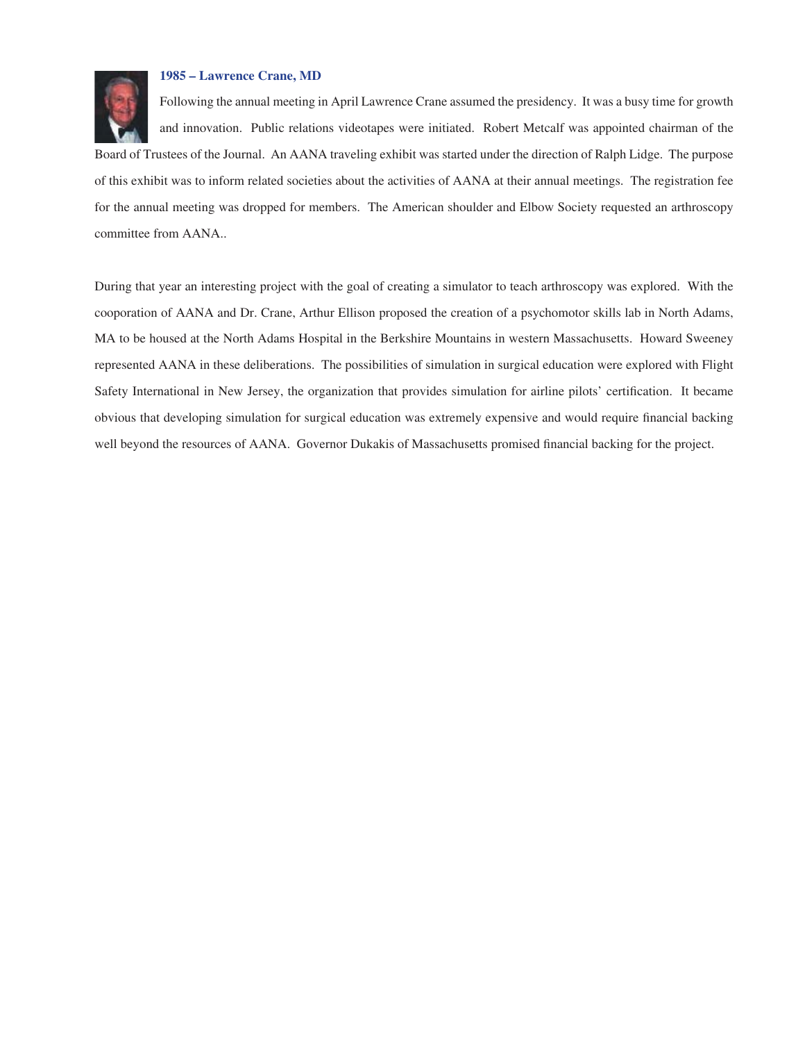### 1985 – Lawrence Crane, MD

Following the annual meeting in April Lawrence Crane assumed the presidency. It was a busy time for growth and innovation. Public relations videotapes were initiated. Robert Metcalf was appointed chairman of the Board of Trustees of the Journal. An AANA traveling exhibit was started under the direction of Ralph Lidge. The purpose of this exhibit was to inform related societies about the activities of AANA at their annual meetings. The registration fee for the annual meeting was dropped for members. The American shoulder and Elbow Society requested an arthroscopy committee from AANA..

During that year an interesting project with the goal of creating a simulator to teach arthroscopy was explored. With the cooporation of AANA and Dr. Crane, Arthur Ellison proposed the creation of a psychomotor skills lab in North Adams, MA to be housed at the North Adams Hospital in the Berkshire Mountains in western Massachusetts. Howard Sweeney represented AANA in these deliberations. The possibilities of simulation in surgical education were explored with Flight Safety International in New Jersey, the organization that provides simulation for airline pilots' certification. It became obvious that developing simulation for surgical education was extremely expensive and would require financial backing well beyond the resources of AANA. Governor Dukakis of Massachusetts promised financial backing for the project.